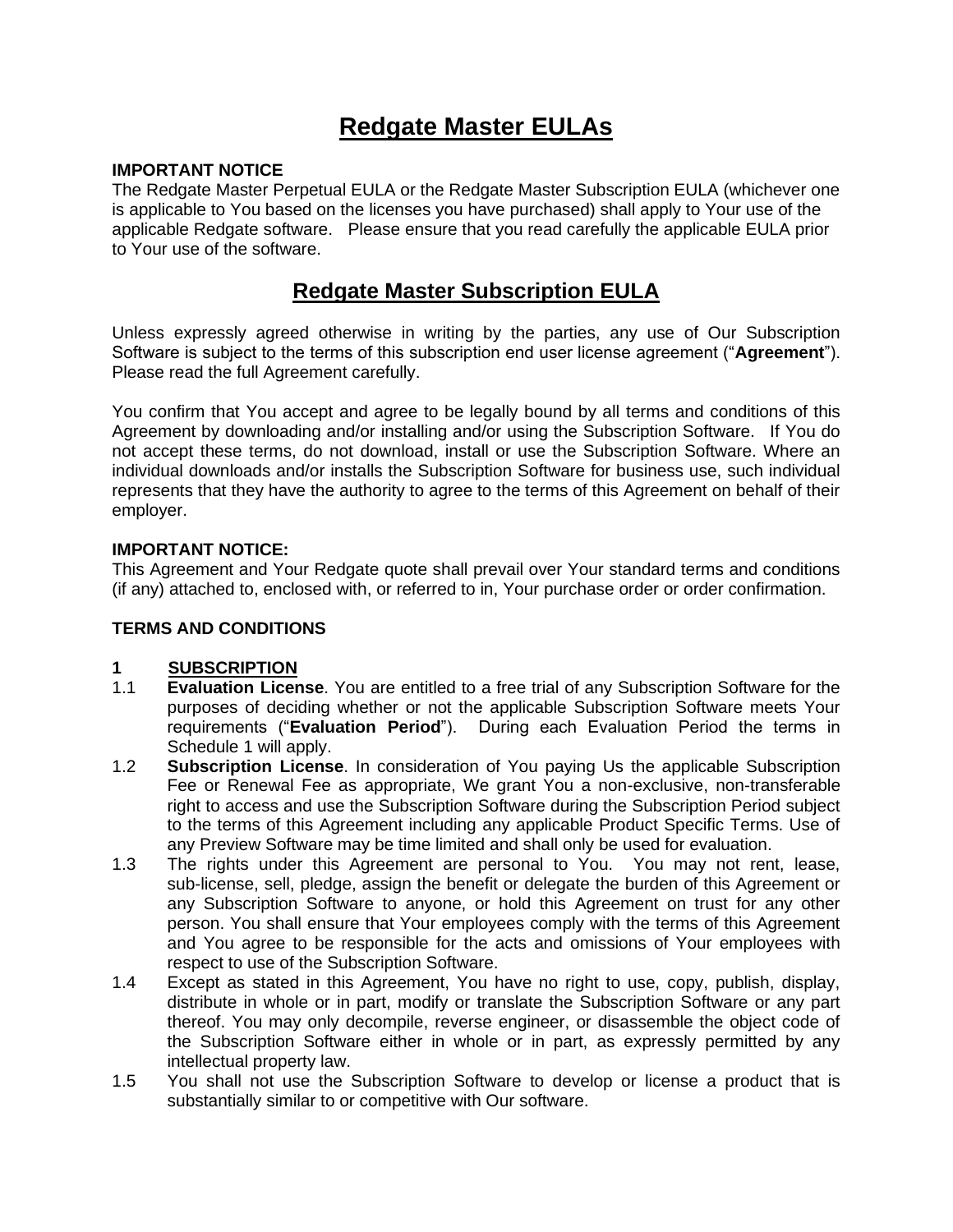# Redgate Master EULAs

**IMPORTANT NOTICE**
The Redgate Master Perpetual EULA or the Redgate Master Subscription EULA (whichever one is applicable to You based on the licenses you have purchased) shall apply to Your use of the applicable Redgate software. Please ensure that you read carefully the applicable EULA prior to Your use of the software.

## Redgate Master Subscription EULA

Unless expressly agreed otherwise in writing by the parties, any use of Our Subscription Software is subject to the terms of this subscription end user license agreement ("**Agreement**"). Please read the full Agreement carefully.

You confirm that You accept and agree to be legally bound by all terms and conditions of this Agreement by downloading and/or installing and/or using the Subscription Software. If You do not accept these terms, do not download, install or use the Subscription Software. Where an individual downloads and/or installs the Subscription Software for business use, such individual represents that they have the authority to agree to the terms of this Agreement on behalf of their employer.

**IMPORTANT NOTICE:**
This Agreement and Your Redgate quote shall prevail over Your standard terms and conditions (if any) attached to, enclosed with, or referred to in, Your purchase order or order confirmation.

**TERMS AND CONDITIONS**

**1 SUBSCRIPTION**

1.1 **Evaluation License**. You are entitled to a free trial of any Subscription Software for the purposes of deciding whether or not the applicable Subscription Software meets Your requirements ("**Evaluation Period**"). During each Evaluation Period the terms in Schedule 1 will apply.

1.2 **Subscription License**. In consideration of You paying Us the applicable Subscription Fee or Renewal Fee as appropriate, We grant You a non-exclusive, non-transferable right to access and use the Subscription Software during the Subscription Period subject to the terms of this Agreement including any applicable Product Specific Terms. Use of any Preview Software may be time limited and shall only be used for evaluation.

1.3 The rights under this Agreement are personal to You. You may not rent, lease, sub-license, sell, pledge, assign the benefit or delegate the burden of this Agreement or any Subscription Software to anyone, or hold this Agreement on trust for any other person. You shall ensure that Your employees comply with the terms of this Agreement and You agree to be responsible for the acts and omissions of Your employees with respect to use of the Subscription Software.

1.4 Except as stated in this Agreement, You have no right to use, copy, publish, display, distribute in whole or in part, modify or translate the Subscription Software or any part thereof. You may only decompile, reverse engineer, or disassemble the object code of the Subscription Software either in whole or in part, as expressly permitted by any intellectual property law.

1.5 You shall not use the Subscription Software to develop or license a product that is substantially similar to or competitive with Our software.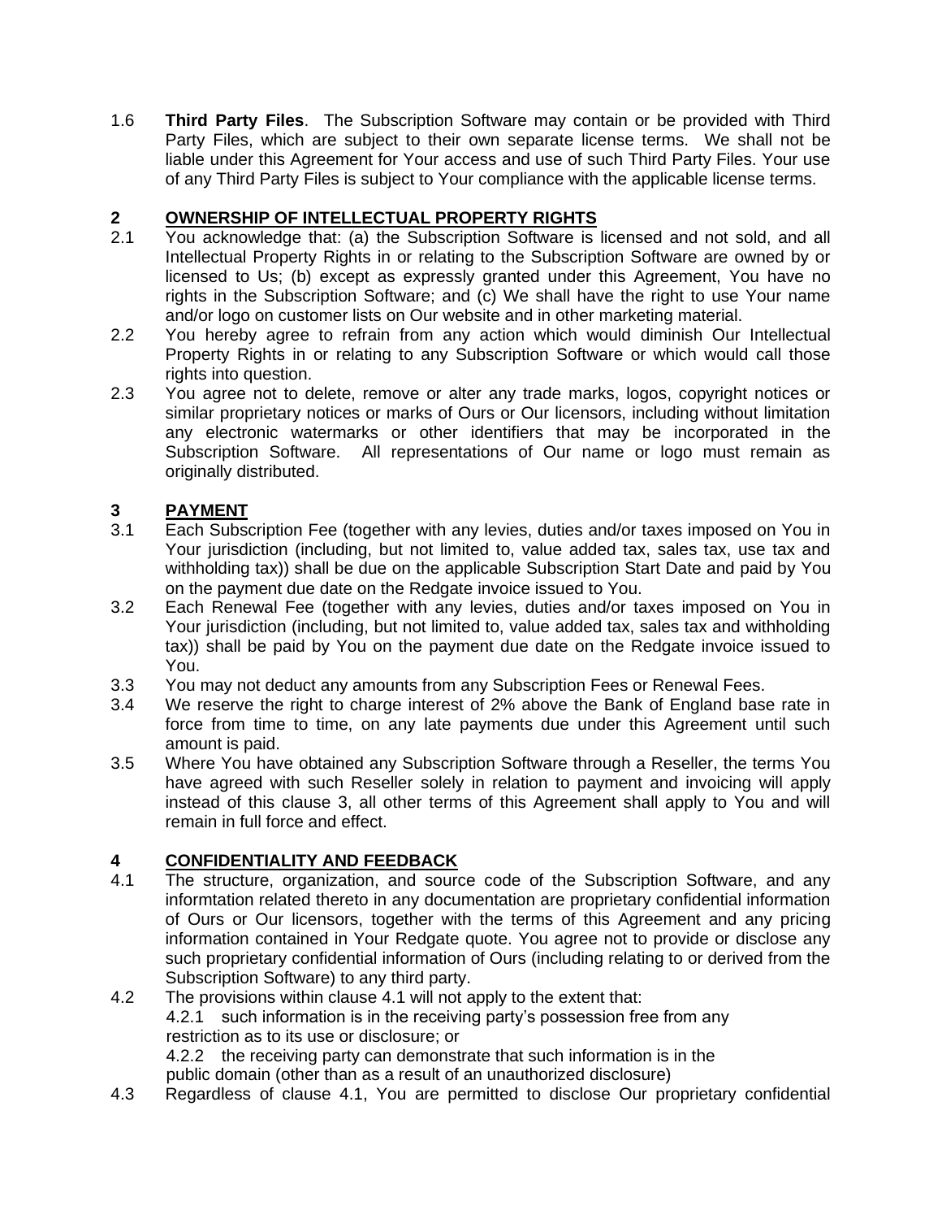1.6 **Third Party Files**. The Subscription Software may contain or be provided with Third Party Files, which are subject to their own separate license terms. We shall not be liable under this Agreement for Your access and use of such Third Party Files. Your use of any Third Party Files is subject to Your compliance with the applicable license terms.

## 2 OWNERSHIP OF INTELLECTUAL PROPERTY RIGHTS

2.1 You acknowledge that: (a) the Subscription Software is licensed and not sold, and all Intellectual Property Rights in or relating to the Subscription Software are owned by or licensed to Us; (b) except as expressly granted under this Agreement, You have no rights in the Subscription Software; and (c) We shall have the right to use Your name and/or logo on customer lists on Our website and in other marketing material.

2.2 You hereby agree to refrain from any action which would diminish Our Intellectual Property Rights in or relating to any Subscription Software or which would call those rights into question.

2.3 You agree not to delete, remove or alter any trade marks, logos, copyright notices or similar proprietary notices or marks of Ours or Our licensors, including without limitation any electronic watermarks or other identifiers that may be incorporated in the Subscription Software. All representations of Our name or logo must remain as originally distributed.

## 3 PAYMENT

3.1 Each Subscription Fee (together with any levies, duties and/or taxes imposed on You in Your jurisdiction (including, but not limited to, value added tax, sales tax, use tax and withholding tax)) shall be due on the applicable Subscription Start Date and paid by You on the payment due date on the Redgate invoice issued to You.

3.2 Each Renewal Fee (together with any levies, duties and/or taxes imposed on You in Your jurisdiction (including, but not limited to, value added tax, sales tax and withholding tax)) shall be paid by You on the payment due date on the Redgate invoice issued to You.

3.3 You may not deduct any amounts from any Subscription Fees or Renewal Fees.

3.4 We reserve the right to charge interest of 2% above the Bank of England base rate in force from time to time, on any late payments due under this Agreement until such amount is paid.

3.5 Where You have obtained any Subscription Software through a Reseller, the terms You have agreed with such Reseller solely in relation to payment and invoicing will apply instead of this clause 3, all other terms of this Agreement shall apply to You and will remain in full force and effect.

## 4 CONFIDENTIALITY AND FEEDBACK

4.1 The structure, organization, and source code of the Subscription Software, and any informtation related thereto in any documentation are proprietary confidential information of Ours or Our licensors, together with the terms of this Agreement and any pricing information contained in Your Redgate quote. You agree not to provide or disclose any such proprietary confidential information of Ours (including relating to or derived from the Subscription Software) to any third party.

4.2 The provisions within clause 4.1 will not apply to the extent that:

4.2.1 such information is in the receiving party's possession free from any restriction as to its use or disclosure; or

4.2.2 the receiving party can demonstrate that such information is in the public domain (other than as a result of an unauthorized disclosure)

4.3 Regardless of clause 4.1, You are permitted to disclose Our proprietary confidential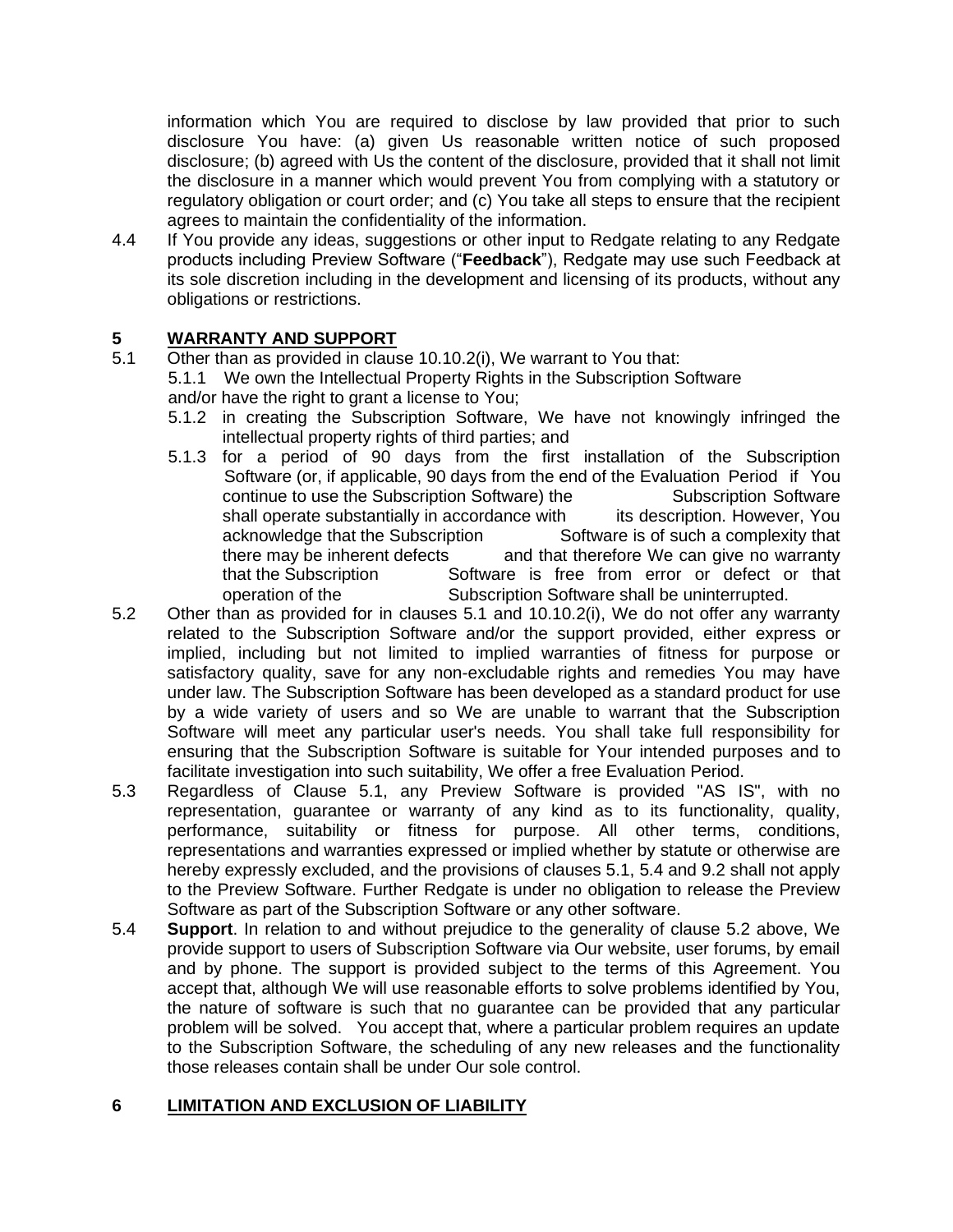information which You are required to disclose by law provided that prior to such disclosure You have: (a) given Us reasonable written notice of such proposed disclosure; (b) agreed with Us the content of the disclosure, provided that it shall not limit the disclosure in a manner which would prevent You from complying with a statutory or regulatory obligation or court order; and (c) You take all steps to ensure that the recipient agrees to maintain the confidentiality of the information.

4.4 If You provide any ideas, suggestions or other input to Redgate relating to any Redgate products including Preview Software ("**Feedback**"), Redgate may use such Feedback at its sole discretion including in the development and licensing of its products, without any obligations or restrictions.

## 5 WARRANTY AND SUPPORT

5.1 Other than as provided in clause 10.10.2(i), We warrant to You that:

5.1.1 We own the Intellectual Property Rights in the Subscription Software and/or have the right to grant a license to You;

5.1.2 in creating the Subscription Software, We have not knowingly infringed the intellectual property rights of third parties; and

5.1.3 for a period of 90 days from the first installation of the Subscription Software (or, if applicable, 90 days from the end of the Evaluation Period if You continue to use the Subscription Software) the Subscription Software shall operate substantially in accordance with its description. However, You acknowledge that the Subscription Software is of such a complexity that there may be inherent defects and that therefore We can give no warranty that the Subscription Software is free from error or defect or that operation of the Subscription Software shall be uninterrupted.

5.2 Other than as provided for in clauses 5.1 and 10.10.2(i), We do not offer any warranty related to the Subscription Software and/or the support provided, either express or implied, including but not limited to implied warranties of fitness for purpose or satisfactory quality, save for any non-excludable rights and remedies You may have under law. The Subscription Software has been developed as a standard product for use by a wide variety of users and so We are unable to warrant that the Subscription Software will meet any particular user's needs. You shall take full responsibility for ensuring that the Subscription Software is suitable for Your intended purposes and to facilitate investigation into such suitability, We offer a free Evaluation Period.

5.3 Regardless of Clause 5.1, any Preview Software is provided "AS IS", with no representation, guarantee or warranty of any kind as to its functionality, quality, performance, suitability or fitness for purpose. All other terms, conditions, representations and warranties expressed or implied whether by statute or otherwise are hereby expressly excluded, and the provisions of clauses 5.1, 5.4 and 9.2 shall not apply to the Preview Software. Further Redgate is under no obligation to release the Preview Software as part of the Subscription Software or any other software.

5.4 **Support**. In relation to and without prejudice to the generality of clause 5.2 above, We provide support to users of Subscription Software via Our website, user forums, by email and by phone. The support is provided subject to the terms of this Agreement. You accept that, although We will use reasonable efforts to solve problems identified by You, the nature of software is such that no guarantee can be provided that any particular problem will be solved. You accept that, where a particular problem requires an update to the Subscription Software, the scheduling of any new releases and the functionality those releases contain shall be under Our sole control.

## 6 LIMITATION AND EXCLUSION OF LIABILITY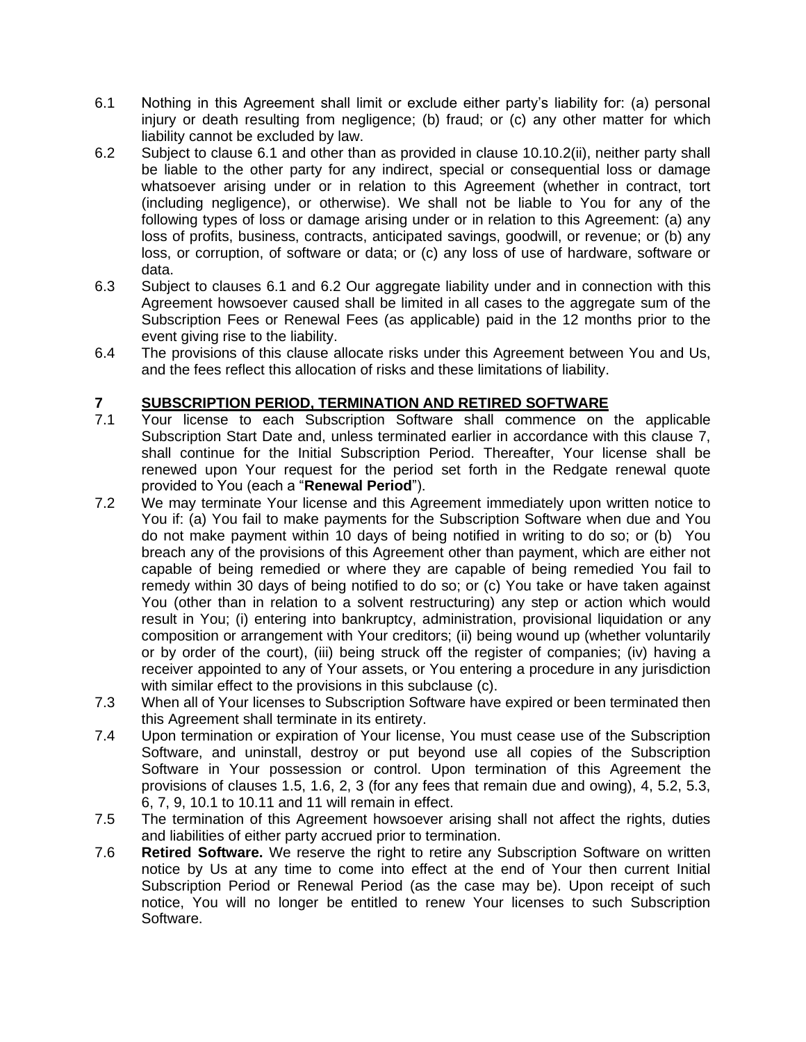6.1 Nothing in this Agreement shall limit or exclude either party's liability for: (a) personal injury or death resulting from negligence; (b) fraud; or (c) any other matter for which liability cannot be excluded by law.

6.2 Subject to clause 6.1 and other than as provided in clause 10.10.2(ii), neither party shall be liable to the other party for any indirect, special or consequential loss or damage whatsoever arising under or in relation to this Agreement (whether in contract, tort (including negligence), or otherwise). We shall not be liable to You for any of the following types of loss or damage arising under or in relation to this Agreement: (a) any loss of profits, business, contracts, anticipated savings, goodwill, or revenue; or (b) any loss, or corruption, of software or data; or (c) any loss of use of hardware, software or data.

6.3 Subject to clauses 6.1 and 6.2 Our aggregate liability under and in connection with this Agreement howsoever caused shall be limited in all cases to the aggregate sum of the Subscription Fees or Renewal Fees (as applicable) paid in the 12 months prior to the event giving rise to the liability.

6.4 The provisions of this clause allocate risks under this Agreement between You and Us, and the fees reflect this allocation of risks and these limitations of liability.

## 7 SUBSCRIPTION PERIOD, TERMINATION AND RETIRED SOFTWARE

7.1 Your license to each Subscription Software shall commence on the applicable Subscription Start Date and, unless terminated earlier in accordance with this clause 7, shall continue for the Initial Subscription Period. Thereafter, Your license shall be renewed upon Your request for the period set forth in the Redgate renewal quote provided to You (each a "**Renewal Period**").

7.2 We may terminate Your license and this Agreement immediately upon written notice to You if: (a) You fail to make payments for the Subscription Software when due and You do not make payment within 10 days of being notified in writing to do so; or (b) You breach any of the provisions of this Agreement other than payment, which are either not capable of being remedied or where they are capable of being remedied You fail to remedy within 30 days of being notified to do so; or (c) You take or have taken against You (other than in relation to a solvent restructuring) any step or action which would result in You; (i) entering into bankruptcy, administration, provisional liquidation or any composition or arrangement with Your creditors; (ii) being wound up (whether voluntarily or by order of the court), (iii) being struck off the register of companies; (iv) having a receiver appointed to any of Your assets, or You entering a procedure in any jurisdiction with similar effect to the provisions in this subclause (c).

7.3 When all of Your licenses to Subscription Software have expired or been terminated then this Agreement shall terminate in its entirety.

7.4 Upon termination or expiration of Your license, You must cease use of the Subscription Software, and uninstall, destroy or put beyond use all copies of the Subscription Software in Your possession or control. Upon termination of this Agreement the provisions of clauses 1.5, 1.6, 2, 3 (for any fees that remain due and owing), 4, 5.2, 5.3, 6, 7, 9, 10.1 to 10.11 and 11 will remain in effect.

7.5 The termination of this Agreement howsoever arising shall not affect the rights, duties and liabilities of either party accrued prior to termination.

7.6 **Retired Software.** We reserve the right to retire any Subscription Software on written notice by Us at any time to come into effect at the end of Your then current Initial Subscription Period or Renewal Period (as the case may be). Upon receipt of such notice, You will no longer be entitled to renew Your licenses to such Subscription Software.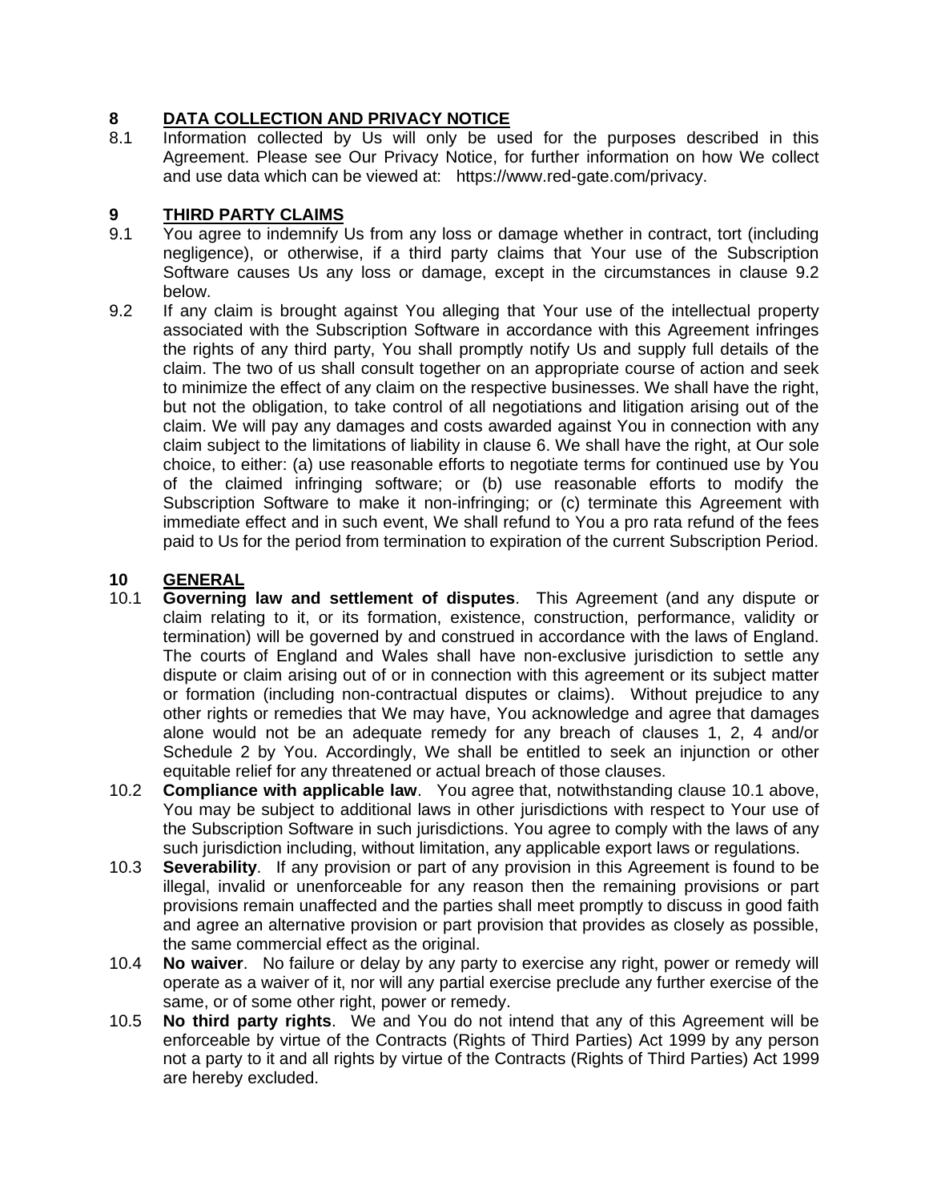## 8 DATA COLLECTION AND PRIVACY NOTICE

8.1 Information collected by Us will only be used for the purposes described in this Agreement. Please see Our Privacy Notice, for further information on how We collect and use data which can be viewed at: https://www.red-gate.com/privacy.

## 9 THIRD PARTY CLAIMS

9.1 You agree to indemnify Us from any loss or damage whether in contract, tort (including negligence), or otherwise, if a third party claims that Your use of the Subscription Software causes Us any loss or damage, except in the circumstances in clause 9.2 below.

9.2 If any claim is brought against You alleging that Your use of the intellectual property associated with the Subscription Software in accordance with this Agreement infringes the rights of any third party, You shall promptly notify Us and supply full details of the claim. The two of us shall consult together on an appropriate course of action and seek to minimize the effect of any claim on the respective businesses. We shall have the right, but not the obligation, to take control of all negotiations and litigation arising out of the claim. We will pay any damages and costs awarded against You in connection with any claim subject to the limitations of liability in clause 6. We shall have the right, at Our sole choice, to either: (a) use reasonable efforts to negotiate terms for continued use by You of the claimed infringing software; or (b) use reasonable efforts to modify the Subscription Software to make it non-infringing; or (c) terminate this Agreement with immediate effect and in such event, We shall refund to You a pro rata refund of the fees paid to Us for the period from termination to expiration of the current Subscription Period.

## 10 GENERAL

10.1 **Governing law and settlement of disputes**. This Agreement (and any dispute or claim relating to it, or its formation, existence, construction, performance, validity or termination) will be governed by and construed in accordance with the laws of England. The courts of England and Wales shall have non-exclusive jurisdiction to settle any dispute or claim arising out of or in connection with this agreement or its subject matter or formation (including non-contractual disputes or claims). Without prejudice to any other rights or remedies that We may have, You acknowledge and agree that damages alone would not be an adequate remedy for any breach of clauses 1, 2, 4 and/or Schedule 2 by You. Accordingly, We shall be entitled to seek an injunction or other equitable relief for any threatened or actual breach of those clauses.

10.2 **Compliance with applicable law**. You agree that, notwithstanding clause 10.1 above, You may be subject to additional laws in other jurisdictions with respect to Your use of the Subscription Software in such jurisdictions. You agree to comply with the laws of any such jurisdiction including, without limitation, any applicable export laws or regulations.

10.3 **Severability**. If any provision or part of any provision in this Agreement is found to be illegal, invalid or unenforceable for any reason then the remaining provisions or part provisions remain unaffected and the parties shall meet promptly to discuss in good faith and agree an alternative provision or part provision that provides as closely as possible, the same commercial effect as the original.

10.4 **No waiver**. No failure or delay by any party to exercise any right, power or remedy will operate as a waiver of it, nor will any partial exercise preclude any further exercise of the same, or of some other right, power or remedy.

10.5 **No third party rights**. We and You do not intend that any of this Agreement will be enforceable by virtue of the Contracts (Rights of Third Parties) Act 1999 by any person not a party to it and all rights by virtue of the Contracts (Rights of Third Parties) Act 1999 are hereby excluded.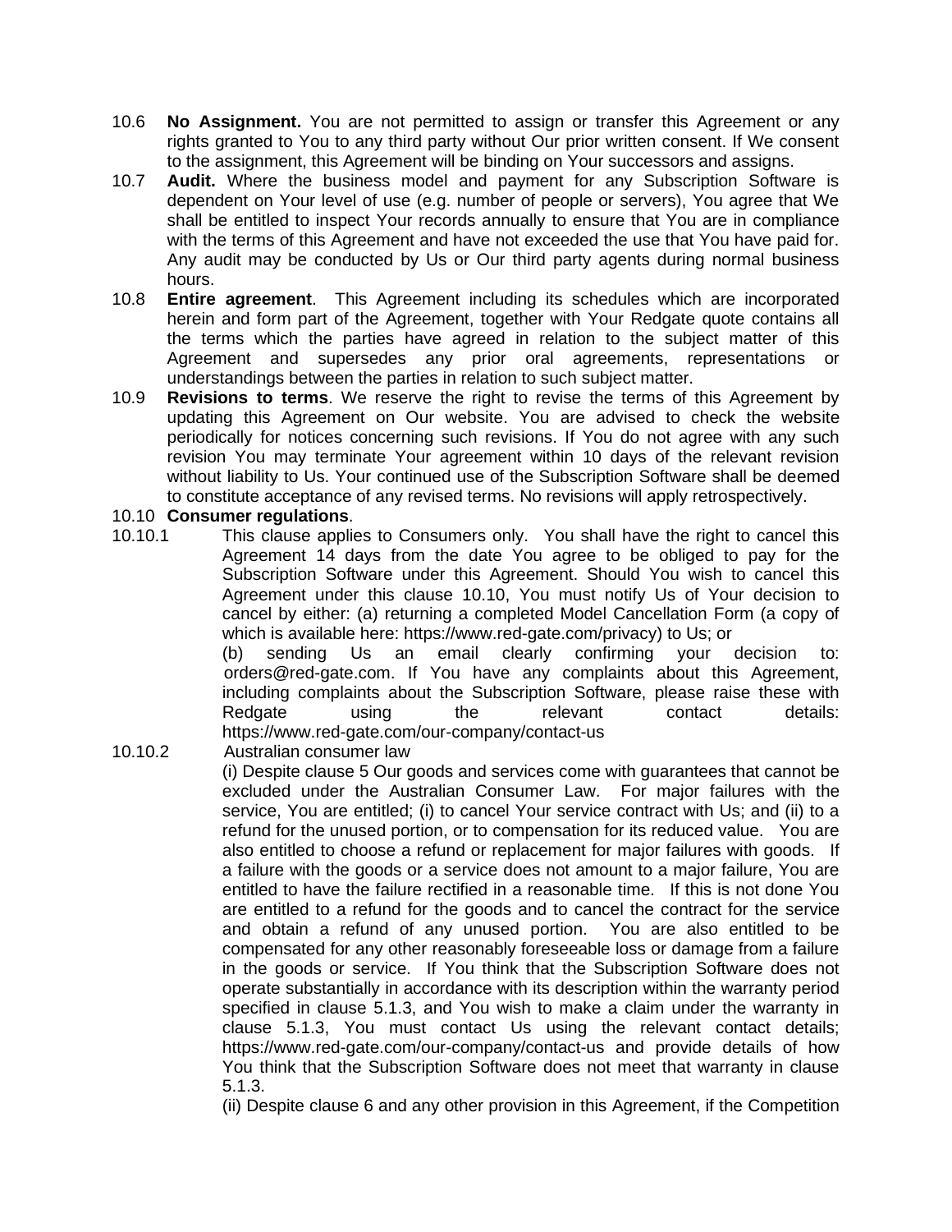10.6 **No Assignment.** You are not permitted to assign or transfer this Agreement or any rights granted to You to any third party without Our prior written consent. If We consent to the assignment, this Agreement will be binding on Your successors and assigns.

10.7 **Audit.** Where the business model and payment for any Subscription Software is dependent on Your level of use (e.g. number of people or servers), You agree that We shall be entitled to inspect Your records annually to ensure that You are in compliance with the terms of this Agreement and have not exceeded the use that You have paid for. Any audit may be conducted by Us or Our third party agents during normal business hours.

10.8 **Entire agreement**. This Agreement including its schedules which are incorporated herein and form part of the Agreement, together with Your Redgate quote contains all the terms which the parties have agreed in relation to the subject matter of this Agreement and supersedes any prior oral agreements, representations or understandings between the parties in relation to such subject matter.

10.9 **Revisions to terms**. We reserve the right to revise the terms of this Agreement by updating this Agreement on Our website. You are advised to check the website periodically for notices concerning such revisions. If You do not agree with any such revision You may terminate Your agreement within 10 days of the relevant revision without liability to Us. Your continued use of the Subscription Software shall be deemed to constitute acceptance of any revised terms. No revisions will apply retrospectively.

10.10 **Consumer regulations**.

10.10.1 This clause applies to Consumers only. You shall have the right to cancel this Agreement 14 days from the date You agree to be obliged to pay for the Subscription Software under this Agreement. Should You wish to cancel this Agreement under this clause 10.10, You must notify Us of Your decision to cancel by either: (a) returning a completed Model Cancellation Form (a copy of which is available here: https://www.red-gate.com/privacy) to Us; or

(b) sending Us an email clearly confirming your decision to: orders@red-gate.com. If You have any complaints about this Agreement, including complaints about the Subscription Software, please raise these with Redgate using the relevant contact details: https://www.red-gate.com/our-company/contact-us

10.10.2 Australian consumer law

(i) Despite clause 5 Our goods and services come with guarantees that cannot be excluded under the Australian Consumer Law. For major failures with the service, You are entitled; (i) to cancel Your service contract with Us; and (ii) to a refund for the unused portion, or to compensation for its reduced value. You are also entitled to choose a refund or replacement for major failures with goods. If a failure with the goods or a service does not amount to a major failure, You are entitled to have the failure rectified in a reasonable time. If this is not done You are entitled to a refund for the goods and to cancel the contract for the service and obtain a refund of any unused portion. You are also entitled to be compensated for any other reasonably foreseeable loss or damage from a failure in the goods or service. If You think that the Subscription Software does not operate substantially in accordance with its description within the warranty period specified in clause 5.1.3, and You wish to make a claim under the warranty in clause 5.1.3, You must contact Us using the relevant contact details; https://www.red-gate.com/our-company/contact-us and provide details of how You think that the Subscription Software does not meet that warranty in clause 5.1.3.

(ii) Despite clause 6 and any other provision in this Agreement, if the Competition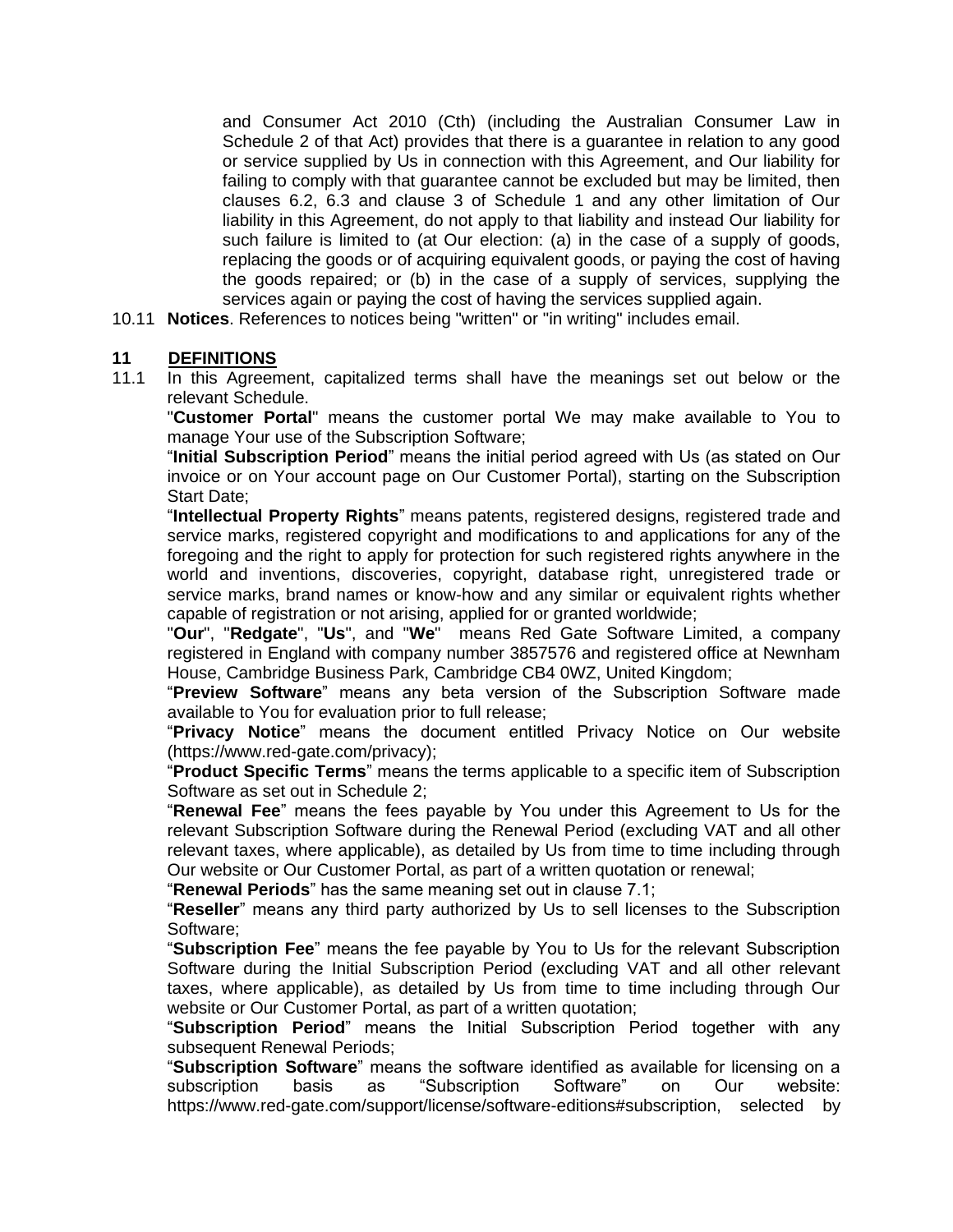and Consumer Act 2010 (Cth) (including the Australian Consumer Law in Schedule 2 of that Act) provides that there is a guarantee in relation to any good or service supplied by Us in connection with this Agreement, and Our liability for failing to comply with that guarantee cannot be excluded but may be limited, then clauses 6.2, 6.3 and clause 3 of Schedule 1 and any other limitation of Our liability in this Agreement, do not apply to that liability and instead Our liability for such failure is limited to (at Our election: (a) in the case of a supply of goods, replacing the goods or of acquiring equivalent goods, or paying the cost of having the goods repaired; or (b) in the case of a supply of services, supplying the services again or paying the cost of having the services supplied again.

10.11 **Notices**. References to notices being "written" or "in writing" includes email.

## 11 DEFINITIONS

11.1 In this Agreement, capitalized terms shall have the meanings set out below or the relevant Schedule.

"**Customer Portal**" means the customer portal We may make available to You to manage Your use of the Subscription Software;

"**Initial Subscription Period**" means the initial period agreed with Us (as stated on Our invoice or on Your account page on Our Customer Portal), starting on the Subscription Start Date;

"**Intellectual Property Rights**" means patents, registered designs, registered trade and service marks, registered copyright and modifications to and applications for any of the foregoing and the right to apply for protection for such registered rights anywhere in the world and inventions, discoveries, copyright, database right, unregistered trade or service marks, brand names or know-how and any similar or equivalent rights whether capable of registration or not arising, applied for or granted worldwide;

"**Our**", "**Redgate**", "**Us**", and "**We**" means Red Gate Software Limited, a company registered in England with company number 3857576 and registered office at Newnham House, Cambridge Business Park, Cambridge CB4 0WZ, United Kingdom;

"**Preview Software**" means any beta version of the Subscription Software made available to You for evaluation prior to full release;

"**Privacy Notice**" means the document entitled Privacy Notice on Our website (https://www.red-gate.com/privacy);

"**Product Specific Terms**" means the terms applicable to a specific item of Subscription Software as set out in Schedule 2;

"**Renewal Fee**" means the fees payable by You under this Agreement to Us for the relevant Subscription Software during the Renewal Period (excluding VAT and all other relevant taxes, where applicable), as detailed by Us from time to time including through Our website or Our Customer Portal, as part of a written quotation or renewal;

"**Renewal Periods**" has the same meaning set out in clause 7.1;

"**Reseller**" means any third party authorized by Us to sell licenses to the Subscription Software;

"**Subscription Fee**" means the fee payable by You to Us for the relevant Subscription Software during the Initial Subscription Period (excluding VAT and all other relevant taxes, where applicable), as detailed by Us from time to time including through Our website or Our Customer Portal, as part of a written quotation;

"**Subscription Period**" means the Initial Subscription Period together with any subsequent Renewal Periods;

"**Subscription Software**" means the software identified as available for licensing on a subscription basis as "Subscription Software" on Our website: https://www.red-gate.com/support/license/software-editions#subscription, selected by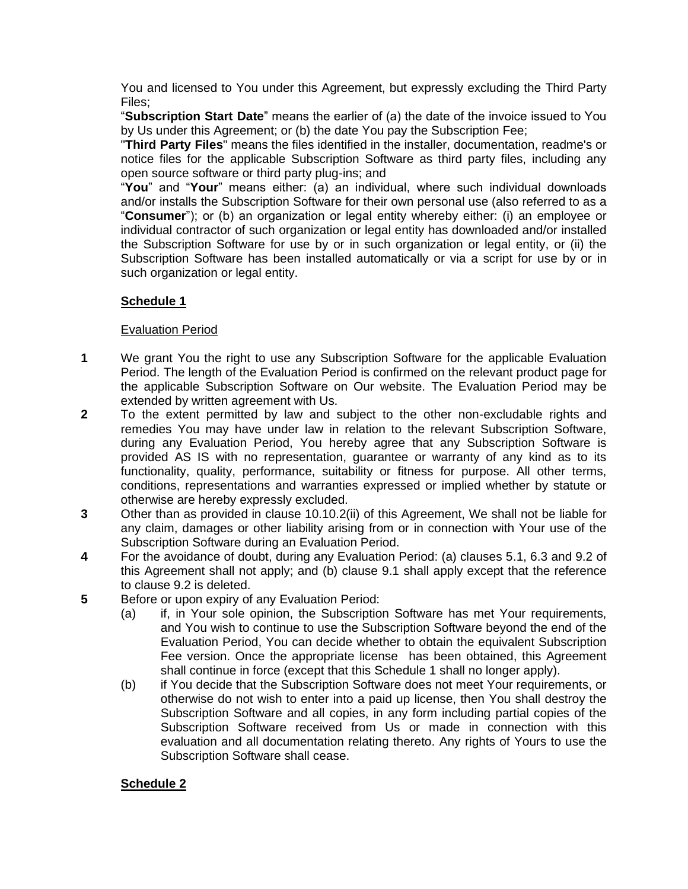You and licensed to You under this Agreement, but expressly excluding the Third Party Files;

"**Subscription Start Date**" means the earlier of (a) the date of the invoice issued to You by Us under this Agreement; or (b) the date You pay the Subscription Fee;

"**Third Party Files**" means the files identified in the installer, documentation, readme's or notice files for the applicable Subscription Software as third party files, including any open source software or third party plug-ins; and

"**You**" and "**Your**" means either: (a) an individual, where such individual downloads and/or installs the Subscription Software for their own personal use (also referred to as a "**Consumer**"); or (b) an organization or legal entity whereby either: (i) an employee or individual contractor of such organization or legal entity has downloaded and/or installed the Subscription Software for use by or in such organization or legal entity, or (ii) the Subscription Software has been installed automatically or via a script for use by or in such organization or legal entity.

## Schedule 1

Evaluation Period

**1** We grant You the right to use any Subscription Software for the applicable Evaluation Period. The length of the Evaluation Period is confirmed on the relevant product page for the applicable Subscription Software on Our website. The Evaluation Period may be extended by written agreement with Us.

**2** To the extent permitted by law and subject to the other non-excludable rights and remedies You may have under law in relation to the relevant Subscription Software, during any Evaluation Period, You hereby agree that any Subscription Software is provided AS IS with no representation, guarantee or warranty of any kind as to its functionality, quality, performance, suitability or fitness for purpose. All other terms, conditions, representations and warranties expressed or implied whether by statute or otherwise are hereby expressly excluded.

**3** Other than as provided in clause 10.10.2(ii) of this Agreement, We shall not be liable for any claim, damages or other liability arising from or in connection with Your use of the Subscription Software during an Evaluation Period.

**4** For the avoidance of doubt, during any Evaluation Period: (a) clauses 5.1, 6.3 and 9.2 of this Agreement shall not apply; and (b) clause 9.1 shall apply except that the reference to clause 9.2 is deleted.

**5** Before or upon expiry of any Evaluation Period:

(a) if, in Your sole opinion, the Subscription Software has met Your requirements, and You wish to continue to use the Subscription Software beyond the end of the Evaluation Period, You can decide whether to obtain the equivalent Subscription Fee version. Once the appropriate license has been obtained, this Agreement shall continue in force (except that this Schedule 1 shall no longer apply).

(b) if You decide that the Subscription Software does not meet Your requirements, or otherwise do not wish to enter into a paid up license, then You shall destroy the Subscription Software and all copies, in any form including partial copies of the Subscription Software received from Us or made in connection with this evaluation and all documentation relating thereto. Any rights of Yours to use the Subscription Software shall cease.

## Schedule 2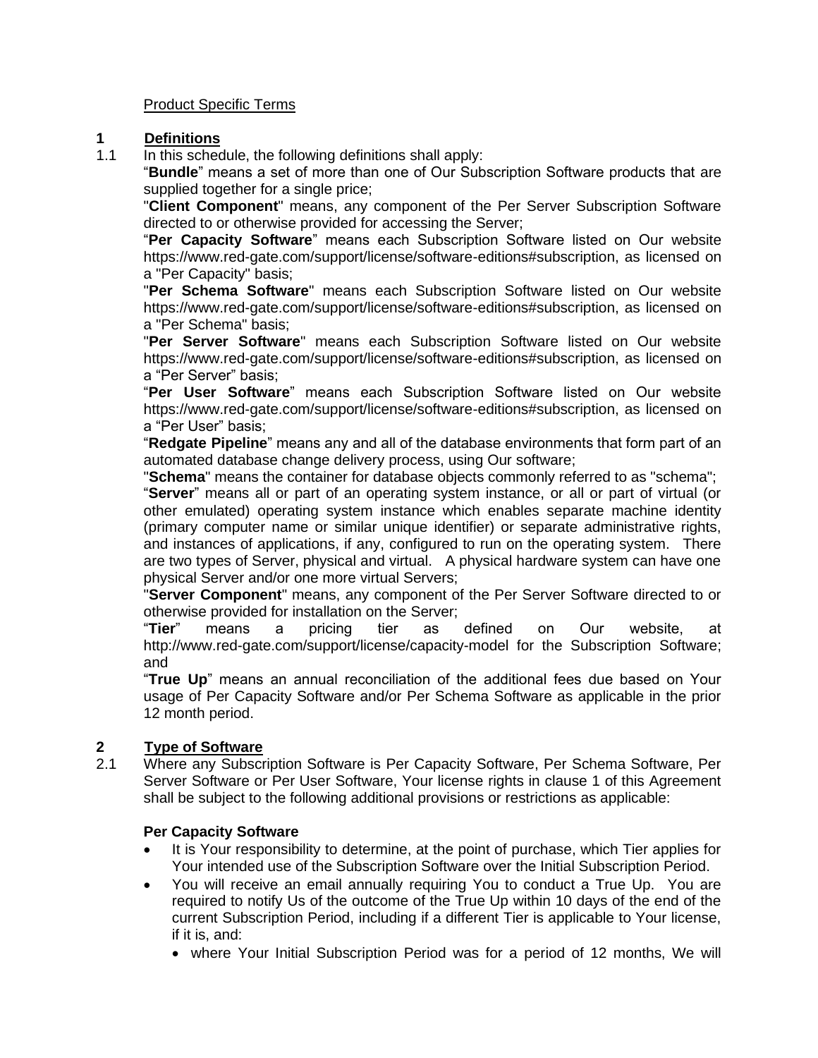Product Specific Terms

## 1 Definitions

1.1 In this schedule, the following definitions shall apply:

"**Bundle**" means a set of more than one of Our Subscription Software products that are supplied together for a single price;

"**Client Component**" means, any component of the Per Server Subscription Software directed to or otherwise provided for accessing the Server;

"**Per Capacity Software**" means each Subscription Software listed on Our website https://www.red-gate.com/support/license/software-editions#subscription, as licensed on a "Per Capacity" basis;

"**Per Schema Software**" means each Subscription Software listed on Our website https://www.red-gate.com/support/license/software-editions#subscription, as licensed on a "Per Schema" basis;

"**Per Server Software**" means each Subscription Software listed on Our website https://www.red-gate.com/support/license/software-editions#subscription, as licensed on a "Per Server" basis;

"**Per User Software**" means each Subscription Software listed on Our website https://www.red-gate.com/support/license/software-editions#subscription, as licensed on a "Per User" basis;

"**Redgate Pipeline**" means any and all of the database environments that form part of an automated database change delivery process, using Our software;

"**Schema**" means the container for database objects commonly referred to as "schema";

"**Server**" means all or part of an operating system instance, or all or part of virtual (or other emulated) operating system instance which enables separate machine identity (primary computer name or similar unique identifier) or separate administrative rights, and instances of applications, if any, configured to run on the operating system. There are two types of Server, physical and virtual. A physical hardware system can have one physical Server and/or one more virtual Servers;

"**Server Component**" means, any component of the Per Server Software directed to or otherwise provided for installation on the Server;

"**Tier**" means a pricing tier as defined on Our website, at http://www.red-gate.com/support/license/capacity-model for the Subscription Software; and

"**True Up**" means an annual reconciliation of the additional fees due based on Your usage of Per Capacity Software and/or Per Schema Software as applicable in the prior 12 month period.

## 2 Type of Software

2.1 Where any Subscription Software is Per Capacity Software, Per Schema Software, Per Server Software or Per User Software, Your license rights in clause 1 of this Agreement shall be subject to the following additional provisions or restrictions as applicable:

**Per Capacity Software**

- It is Your responsibility to determine, at the point of purchase, which Tier applies for Your intended use of the Subscription Software over the Initial Subscription Period.
- You will receive an email annually requiring You to conduct a True Up. You are required to notify Us of the outcome of the True Up within 10 days of the end of the current Subscription Period, including if a different Tier is applicable to Your license, if it is, and:
  - where Your Initial Subscription Period was for a period of 12 months, We will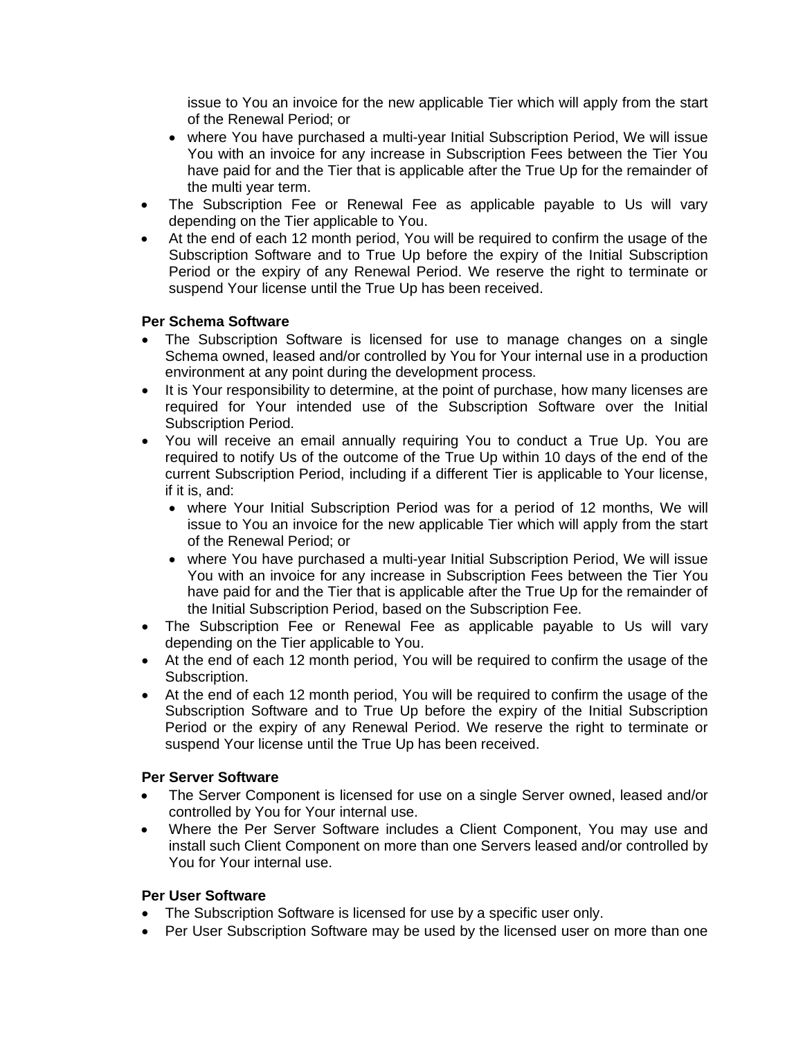issue to You an invoice for the new applicable Tier which will apply from the start of the Renewal Period; or
  - where You have purchased a multi-year Initial Subscription Period, We will issue You with an invoice for any increase in Subscription Fees between the Tier You have paid for and the Tier that is applicable after the True Up for the remainder of the multi year term.
- The Subscription Fee or Renewal Fee as applicable payable to Us will vary depending on the Tier applicable to You.
- At the end of each 12 month period, You will be required to confirm the usage of the Subscription Software and to True Up before the expiry of the Initial Subscription Period or the expiry of any Renewal Period. We reserve the right to terminate or suspend Your license until the True Up has been received.

**Per Schema Software**

- The Subscription Software is licensed for use to manage changes on a single Schema owned, leased and/or controlled by You for Your internal use in a production environment at any point during the development process.
- It is Your responsibility to determine, at the point of purchase, how many licenses are required for Your intended use of the Subscription Software over the Initial Subscription Period.
- You will receive an email annually requiring You to conduct a True Up. You are required to notify Us of the outcome of the True Up within 10 days of the end of the current Subscription Period, including if a different Tier is applicable to Your license, if it is, and:
  - where Your Initial Subscription Period was for a period of 12 months, We will issue to You an invoice for the new applicable Tier which will apply from the start of the Renewal Period; or
  - where You have purchased a multi-year Initial Subscription Period, We will issue You with an invoice for any increase in Subscription Fees between the Tier You have paid for and the Tier that is applicable after the True Up for the remainder of the Initial Subscription Period, based on the Subscription Fee.
- The Subscription Fee or Renewal Fee as applicable payable to Us will vary depending on the Tier applicable to You.
- At the end of each 12 month period, You will be required to confirm the usage of the Subscription.
- At the end of each 12 month period, You will be required to confirm the usage of the Subscription Software and to True Up before the expiry of the Initial Subscription Period or the expiry of any Renewal Period. We reserve the right to terminate or suspend Your license until the True Up has been received.

**Per Server Software**

- The Server Component is licensed for use on a single Server owned, leased and/or controlled by You for Your internal use.
- Where the Per Server Software includes a Client Component, You may use and install such Client Component on more than one Servers leased and/or controlled by You for Your internal use.

**Per User Software**

- The Subscription Software is licensed for use by a specific user only.
- Per User Subscription Software may be used by the licensed user on more than one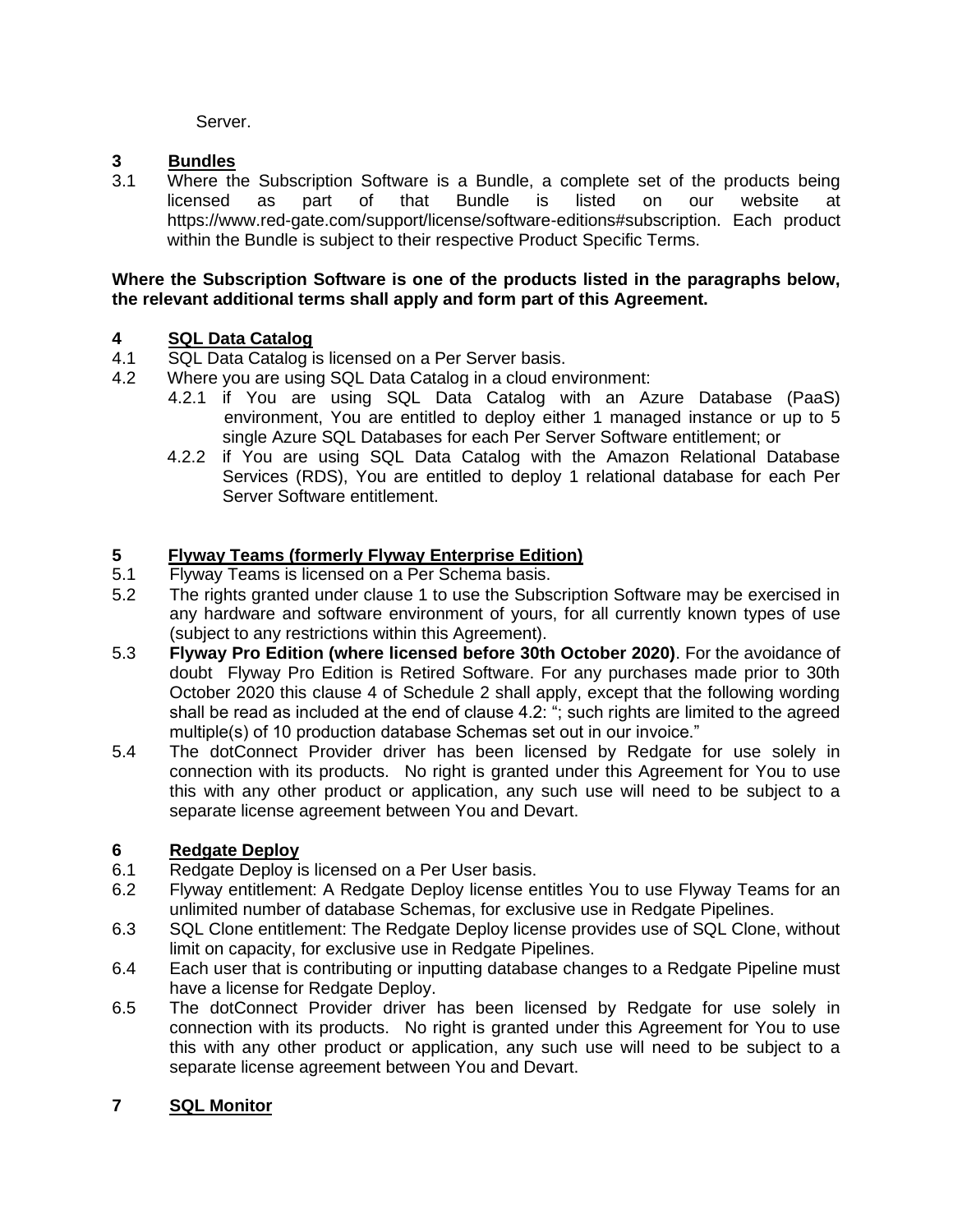Server.

## 3 Bundles

3.1 Where the Subscription Software is a Bundle, a complete set of the products being licensed as part of that Bundle is listed on our website at https://www.red-gate.com/support/license/software-editions#subscription. Each product within the Bundle is subject to their respective Product Specific Terms.

**Where the Subscription Software is one of the products listed in the paragraphs below, the relevant additional terms shall apply and form part of this Agreement.**

## 4 SQL Data Catalog

4.1 SQL Data Catalog is licensed on a Per Server basis.

4.2 Where you are using SQL Data Catalog in a cloud environment:

4.2.1 if You are using SQL Data Catalog with an Azure Database (PaaS) environment, You are entitled to deploy either 1 managed instance or up to 5 single Azure SQL Databases for each Per Server Software entitlement; or

4.2.2 if You are using SQL Data Catalog with the Amazon Relational Database Services (RDS), You are entitled to deploy 1 relational database for each Per Server Software entitlement.

## 5 Flyway Teams (formerly Flyway Enterprise Edition)

5.1 Flyway Teams is licensed on a Per Schema basis.

5.2 The rights granted under clause 1 to use the Subscription Software may be exercised in any hardware and software environment of yours, for all currently known types of use (subject to any restrictions within this Agreement).

5.3 **Flyway Pro Edition (where licensed before 30th October 2020)**. For the avoidance of doubt Flyway Pro Edition is Retired Software. For any purchases made prior to 30th October 2020 this clause 4 of Schedule 2 shall apply, except that the following wording shall be read as included at the end of clause 4.2: "; such rights are limited to the agreed multiple(s) of 10 production database Schemas set out in our invoice."

5.4 The dotConnect Provider driver has been licensed by Redgate for use solely in connection with its products. No right is granted under this Agreement for You to use this with any other product or application, any such use will need to be subject to a separate license agreement between You and Devart.

## 6 Redgate Deploy

6.1 Redgate Deploy is licensed on a Per User basis.

6.2 Flyway entitlement: A Redgate Deploy license entitles You to use Flyway Teams for an unlimited number of database Schemas, for exclusive use in Redgate Pipelines.

6.3 SQL Clone entitlement: The Redgate Deploy license provides use of SQL Clone, without limit on capacity, for exclusive use in Redgate Pipelines.

6.4 Each user that is contributing or inputting database changes to a Redgate Pipeline must have a license for Redgate Deploy.

6.5 The dotConnect Provider driver has been licensed by Redgate for use solely in connection with its products. No right is granted under this Agreement for You to use this with any other product or application, any such use will need to be subject to a separate license agreement between You and Devart.

## 7 SQL Monitor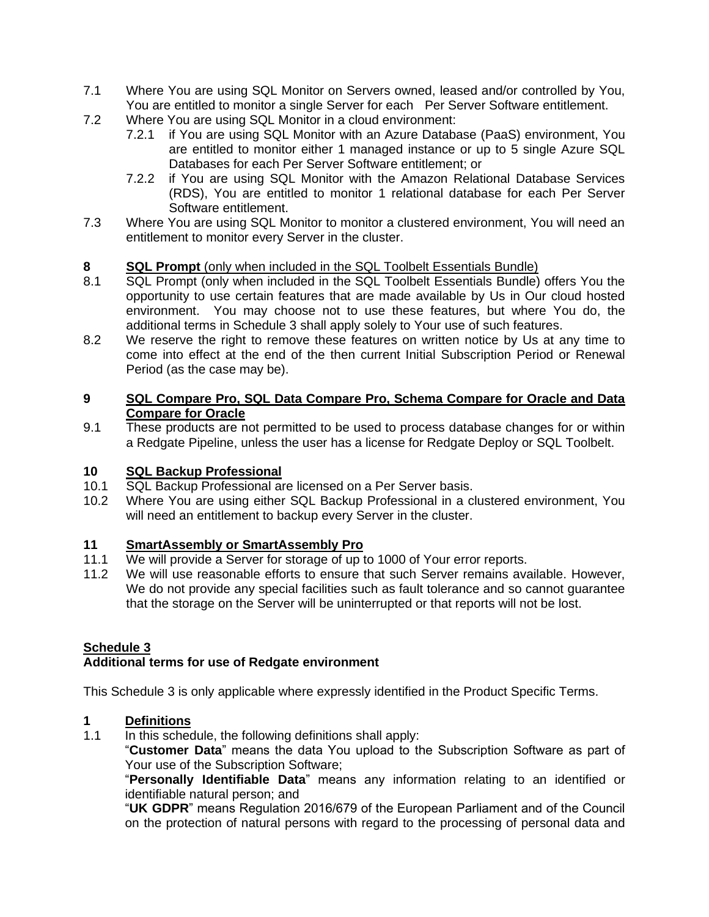7.1 Where You are using SQL Monitor on Servers owned, leased and/or controlled by You, You are entitled to monitor a single Server for each Per Server Software entitlement.

7.2 Where You are using SQL Monitor in a cloud environment:

7.2.1 if You are using SQL Monitor with an Azure Database (PaaS) environment, You are entitled to monitor either 1 managed instance or up to 5 single Azure SQL Databases for each Per Server Software entitlement; or

7.2.2 if You are using SQL Monitor with the Amazon Relational Database Services (RDS), You are entitled to monitor 1 relational database for each Per Server Software entitlement.

7.3 Where You are using SQL Monitor to monitor a clustered environment, You will need an entitlement to monitor every Server in the cluster.

**8 SQL Prompt** (only when included in the SQL Toolbelt Essentials Bundle)

8.1 SQL Prompt (only when included in the SQL Toolbelt Essentials Bundle) offers You the opportunity to use certain features that are made available by Us in Our cloud hosted environment. You may choose not to use these features, but where You do, the additional terms in Schedule 3 shall apply solely to Your use of such features.

8.2 We reserve the right to remove these features on written notice by Us at any time to come into effect at the end of the then current Initial Subscription Period or Renewal Period (as the case may be).

**9 SQL Compare Pro, SQL Data Compare Pro, Schema Compare for Oracle and Data Compare for Oracle**

9.1 These products are not permitted to be used to process database changes for or within a Redgate Pipeline, unless the user has a license for Redgate Deploy or SQL Toolbelt.

**10 SQL Backup Professional**

10.1 SQL Backup Professional are licensed on a Per Server basis.

10.2 Where You are using either SQL Backup Professional in a clustered environment, You will need an entitlement to backup every Server in the cluster.

**11 SmartAssembly or SmartAssembly Pro**

11.1 We will provide a Server for storage of up to 1000 of Your error reports.

11.2 We will use reasonable efforts to ensure that such Server remains available. However, We do not provide any special facilities such as fault tolerance and so cannot guarantee that the storage on the Server will be uninterrupted or that reports will not be lost.

## Schedule 3

**Additional terms for use of Redgate environment**

This Schedule 3 is only applicable where expressly identified in the Product Specific Terms.

**1 Definitions**

1.1 In this schedule, the following definitions shall apply:

"**Customer Data**" means the data You upload to the Subscription Software as part of Your use of the Subscription Software;

"**Personally Identifiable Data**" means any information relating to an identified or identifiable natural person; and

"**UK GDPR**" means Regulation 2016/679 of the European Parliament and of the Council on the protection of natural persons with regard to the processing of personal data and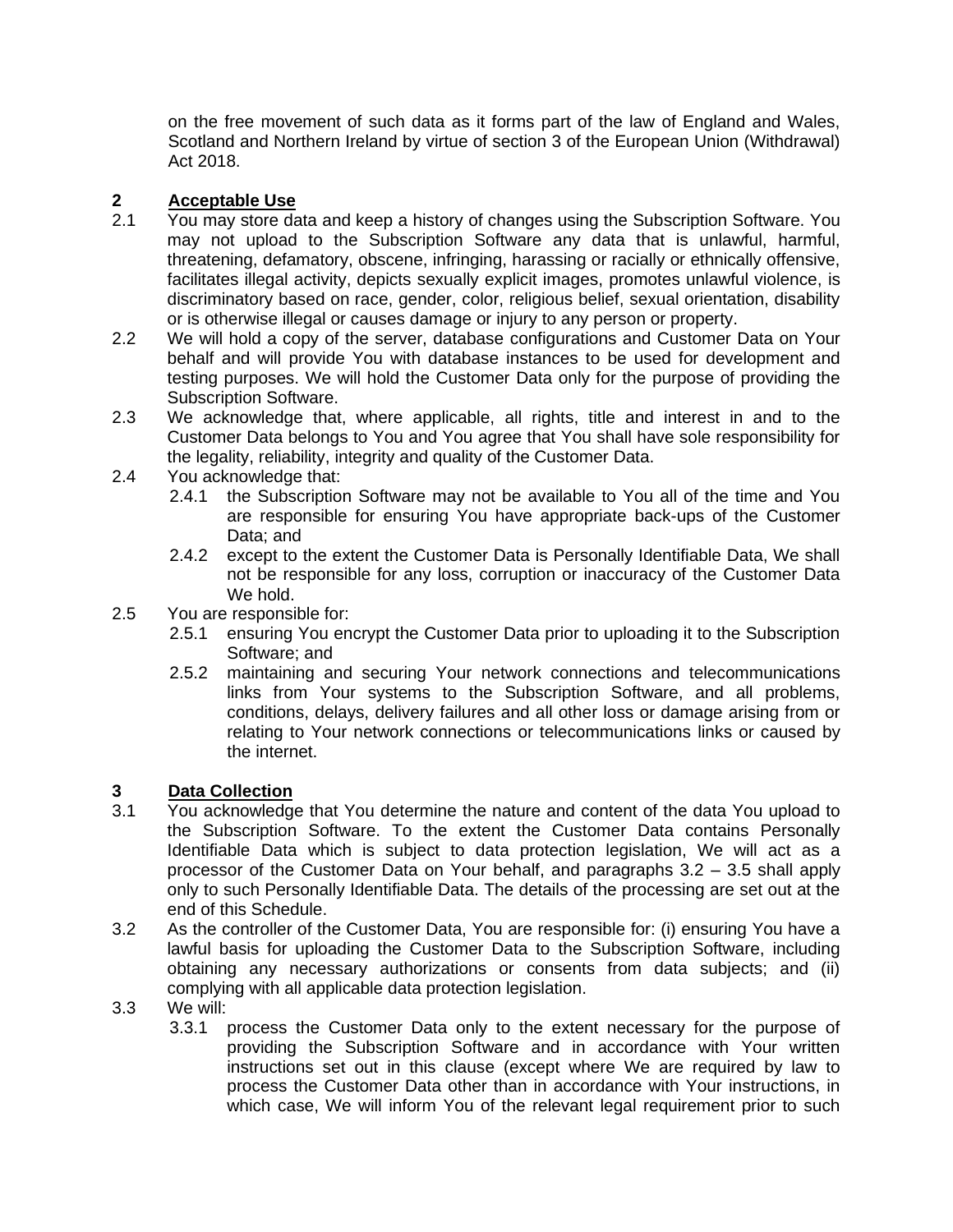on the free movement of such data as it forms part of the law of England and Wales, Scotland and Northern Ireland by virtue of section 3 of the European Union (Withdrawal) Act 2018.

## 2 Acceptable Use

2.1 You may store data and keep a history of changes using the Subscription Software. You may not upload to the Subscription Software any data that is unlawful, harmful, threatening, defamatory, obscene, infringing, harassing or racially or ethnically offensive, facilitates illegal activity, depicts sexually explicit images, promotes unlawful violence, is discriminatory based on race, gender, color, religious belief, sexual orientation, disability or is otherwise illegal or causes damage or injury to any person or property.

2.2 We will hold a copy of the server, database configurations and Customer Data on Your behalf and will provide You with database instances to be used for development and testing purposes. We will hold the Customer Data only for the purpose of providing the Subscription Software.

2.3 We acknowledge that, where applicable, all rights, title and interest in and to the Customer Data belongs to You and You agree that You shall have sole responsibility for the legality, reliability, integrity and quality of the Customer Data.

2.4 You acknowledge that:

- 2.4.1 the Subscription Software may not be available to You all of the time and You are responsible for ensuring You have appropriate back-ups of the Customer Data; and
- 2.4.2 except to the extent the Customer Data is Personally Identifiable Data, We shall not be responsible for any loss, corruption or inaccuracy of the Customer Data We hold.

2.5 You are responsible for:

- 2.5.1 ensuring You encrypt the Customer Data prior to uploading it to the Subscription Software; and
- 2.5.2 maintaining and securing Your network connections and telecommunications links from Your systems to the Subscription Software, and all problems, conditions, delays, delivery failures and all other loss or damage arising from or relating to Your network connections or telecommunications links or caused by the internet.

## 3 Data Collection

3.1 You acknowledge that You determine the nature and content of the data You upload to the Subscription Software. To the extent the Customer Data contains Personally Identifiable Data which is subject to data protection legislation, We will act as a processor of the Customer Data on Your behalf, and paragraphs 3.2 – 3.5 shall apply only to such Personally Identifiable Data. The details of the processing are set out at the end of this Schedule.

3.2 As the controller of the Customer Data, You are responsible for: (i) ensuring You have a lawful basis for uploading the Customer Data to the Subscription Software, including obtaining any necessary authorizations or consents from data subjects; and (ii) complying with all applicable data protection legislation.

3.3 We will:

- 3.3.1 process the Customer Data only to the extent necessary for the purpose of providing the Subscription Software and in accordance with Your written instructions set out in this clause (except where We are required by law to process the Customer Data other than in accordance with Your instructions, in which case, We will inform You of the relevant legal requirement prior to such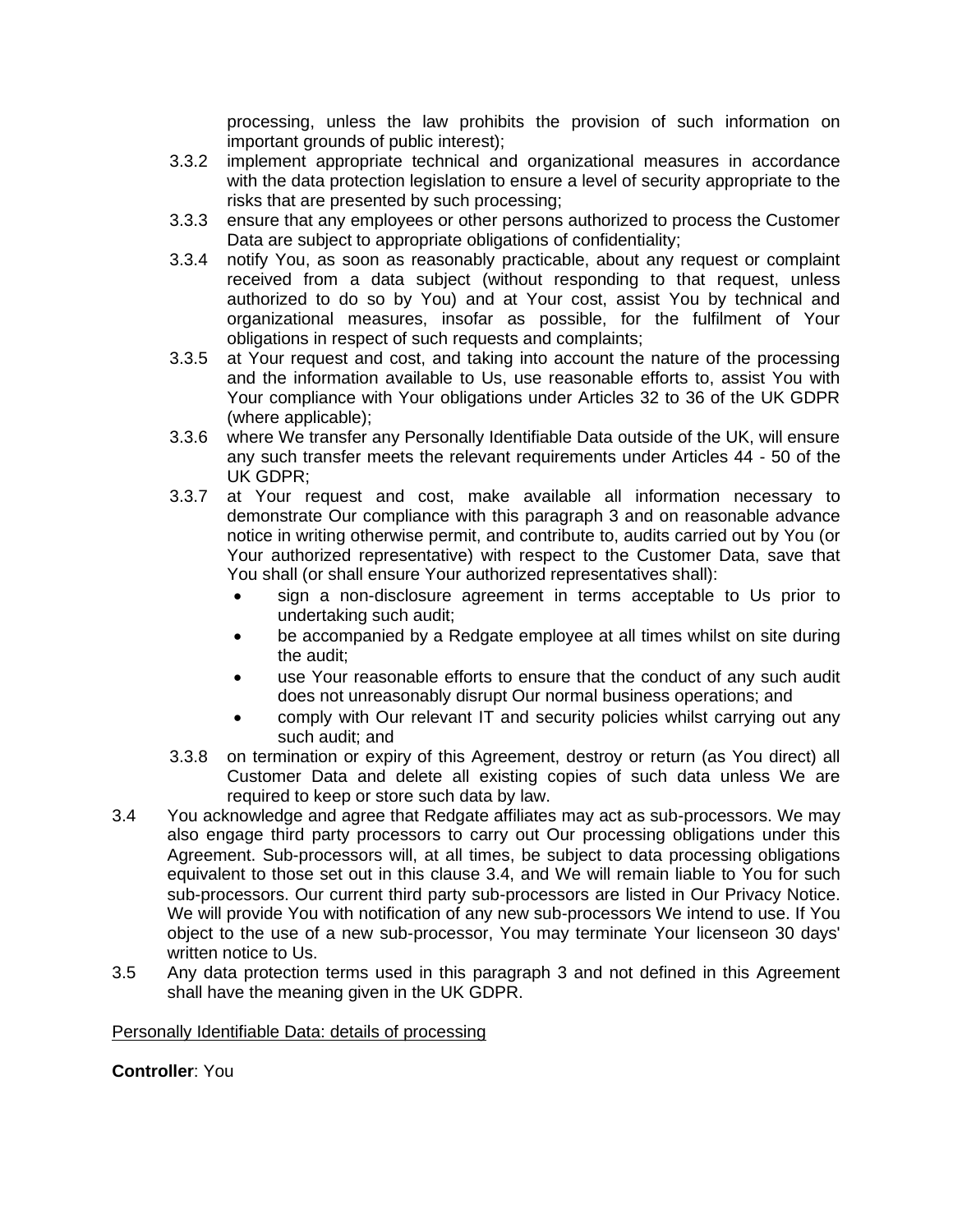processing, unless the law prohibits the provision of such information on important grounds of public interest);

3.3.2 implement appropriate technical and organizational measures in accordance with the data protection legislation to ensure a level of security appropriate to the risks that are presented by such processing;

3.3.3 ensure that any employees or other persons authorized to process the Customer Data are subject to appropriate obligations of confidentiality;

3.3.4 notify You, as soon as reasonably practicable, about any request or complaint received from a data subject (without responding to that request, unless authorized to do so by You) and at Your cost, assist You by technical and organizational measures, insofar as possible, for the fulfilment of Your obligations in respect of such requests and complaints;

3.3.5 at Your request and cost, and taking into account the nature of the processing and the information available to Us, use reasonable efforts to, assist You with Your compliance with Your obligations under Articles 32 to 36 of the UK GDPR (where applicable);

3.3.6 where We transfer any Personally Identifiable Data outside of the UK, will ensure any such transfer meets the relevant requirements under Articles 44 - 50 of the UK GDPR;

3.3.7 at Your request and cost, make available all information necessary to demonstrate Our compliance with this paragraph 3 and on reasonable advance notice in writing otherwise permit, and contribute to, audits carried out by You (or Your authorized representative) with respect to the Customer Data, save that You shall (or shall ensure Your authorized representatives shall):

- sign a non-disclosure agreement in terms acceptable to Us prior to undertaking such audit;
- be accompanied by a Redgate employee at all times whilst on site during the audit;
- use Your reasonable efforts to ensure that the conduct of any such audit does not unreasonably disrupt Our normal business operations; and
- comply with Our relevant IT and security policies whilst carrying out any such audit; and

3.3.8 on termination or expiry of this Agreement, destroy or return (as You direct) all Customer Data and delete all existing copies of such data unless We are required to keep or store such data by law.

3.4 You acknowledge and agree that Redgate affiliates may act as sub-processors. We may also engage third party processors to carry out Our processing obligations under this Agreement. Sub-processors will, at all times, be subject to data processing obligations equivalent to those set out in this clause 3.4, and We will remain liable to You for such sub-processors. Our current third party sub-processors are listed in Our Privacy Notice. We will provide You with notification of any new sub-processors We intend to use. If You object to the use of a new sub-processor, You may terminate Your licenseon 30 days' written notice to Us.

3.5 Any data protection terms used in this paragraph 3 and not defined in this Agreement shall have the meaning given in the UK GDPR.

<u>Personally Identifiable Data: details of processing</u>

**Controller**: You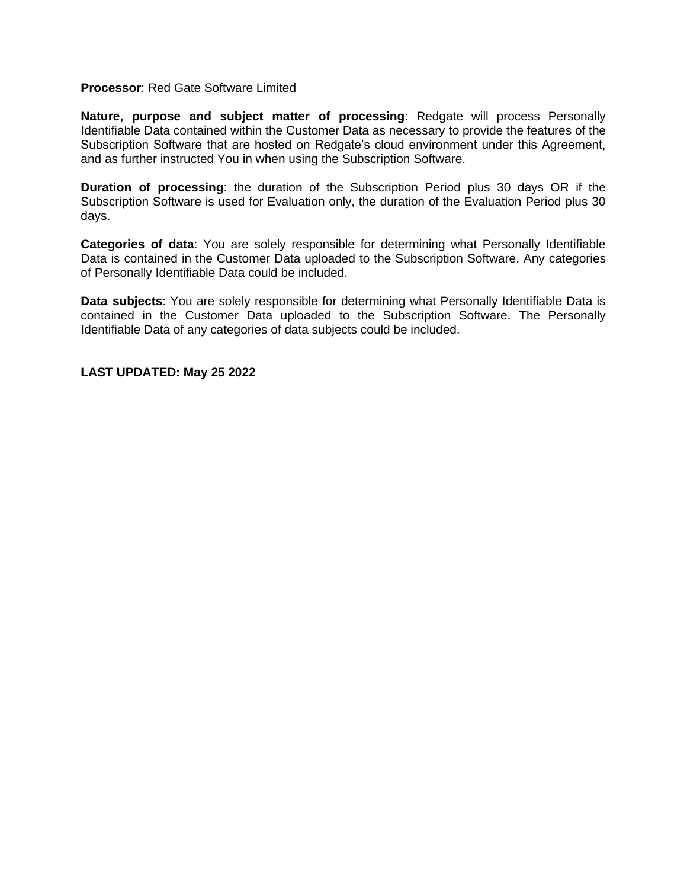**Processor**: Red Gate Software Limited

**Nature, purpose and subject matter of processing**: Redgate will process Personally Identifiable Data contained within the Customer Data as necessary to provide the features of the Subscription Software that are hosted on Redgate's cloud environment under this Agreement, and as further instructed You in when using the Subscription Software.

**Duration of processing**: the duration of the Subscription Period plus 30 days OR if the Subscription Software is used for Evaluation only, the duration of the Evaluation Period plus 30 days.

**Categories of data**: You are solely responsible for determining what Personally Identifiable Data is contained in the Customer Data uploaded to the Subscription Software. Any categories of Personally Identifiable Data could be included.

**Data subjects**: You are solely responsible for determining what Personally Identifiable Data is contained in the Customer Data uploaded to the Subscription Software. The Personally Identifiable Data of any categories of data subjects could be included.

**LAST UPDATED: May 25 2022**